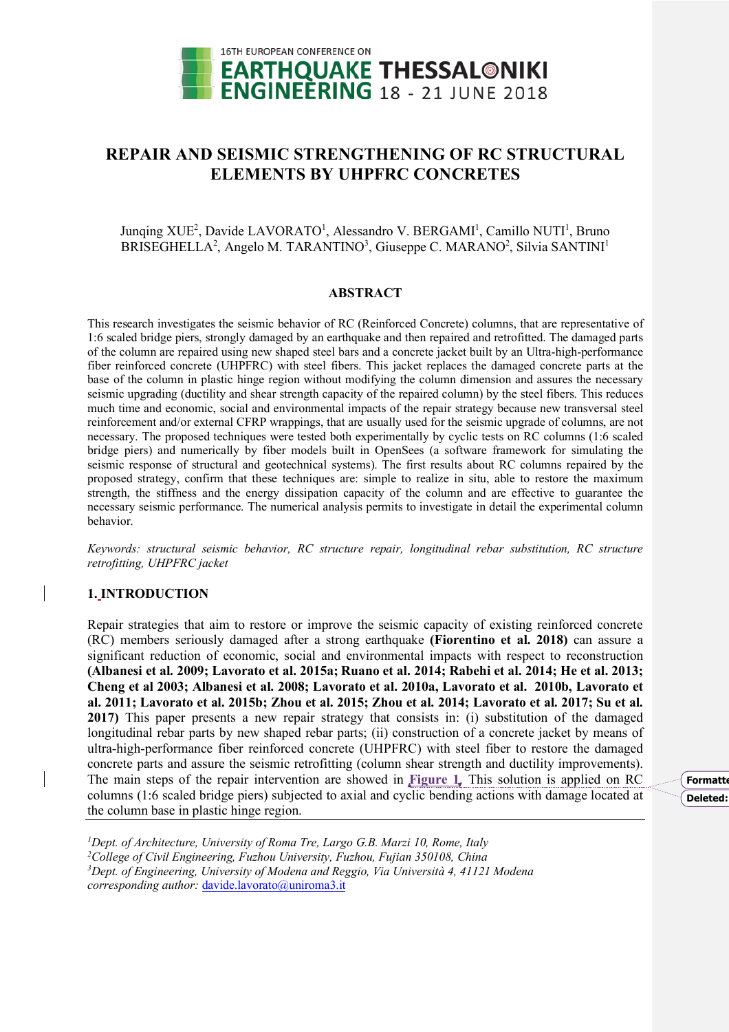# REPAIR AND SEISMIC STRENGTHENING OF RC STRUCTURAL ELEMENTS BY UHPFRC CONCRETES

Junqing XUE[2], Davide LAVORATO[1], Alessandro V. BERGAMI[1], Camillo NUTI[1], Bruno BRISEGHELLA[2], Angelo M. TARANTINO[3], Giuseppe C. MARANO[2], Silvia SANTINI[1]

## ABSTRACT

This research investigates the seismic behavior of RC (Reinforced Concrete) columns, that are representative of 1:6 scaled bridge piers, strongly damaged by an earthquake and then repaired and retrofitted. The damaged parts of the column are repaired using new shaped steel bars and a concrete jacket built by an Ultra-high-performance fiber reinforced concrete (UHPFRC) with steel fibers. This jacket replaces the damaged concrete parts at the base of the column in plastic hinge region without modifying the column dimension and assures the necessary seismic upgrading (ductility and shear strength capacity of the repaired column) by the steel fibers. This reduces much time and economic, social and environmental impacts of the repair strategy because new transversal steel reinforcement and/or external CFRP wrappings, that are usually used for the seismic upgrade of columns, are not necessary. The proposed techniques were tested both experimentally by cyclic tests on RC columns (1:6 scaled bridge piers) and numerically by fiber models built in OpenSees (a software framework for simulating the seismic response of structural and geotechnical systems). The first results about RC columns repaired by the proposed strategy, confirm that these techniques are: simple to realize in situ, able to restore the maximum strength, the stiffness and the energy dissipation capacity of the column and are effective to guarantee the necessary seismic performance. The numerical analysis permits to investigate in detail the experimental column behavior.

*Keywords: structural seismic behavior, RC structure repair, longitudinal rebar substitution, RC structure retrofitting, UHPFRC jacket*

## 1. INTRODUCTION

Repair strategies that aim to restore or improve the seismic capacity of existing reinforced concrete (RC) members seriously damaged after a strong earthquake **(Fiorentino et al. 2018)** can assure a significant reduction of economic, social and environmental impacts with respect to reconstruction **(Albanesi et al. 2009; Lavorato et al. 2015a; Ruano et al. 2014; Rabehi et al. 2014; He et al. 2013; Cheng et al 2003; Albanesi et al. 2008; Lavorato et al. 2010a, Lavorato et al. 2010b, Lavorato et al. 2011; Lavorato et al. 2015b; Zhou et al. 2015; Zhou et al. 2014; Lavorato et al. 2017; Su et al. 2017)** This paper presents a new repair strategy that consists in: (i) substitution of the damaged longitudinal rebar parts by new shaped rebar parts; (ii) construction of a concrete jacket by means of ultra-high-performance fiber reinforced concrete (UHPFRC) with steel fiber to restore the damaged concrete parts and assure the seismic retrofitting (column shear strength and ductility improvements). The main steps of the repair intervention are showed in Figure 1. This solution is applied on RC columns (1:6 scaled bridge piers) subjected to axial and cyclic bending actions with damage located at the column base in plastic hinge region.

---

[1]*Dept. of Architecture, University of Roma Tre, Largo G.B. Marzi 10, Rome, Italy*
[2]*College of Civil Engineering, Fuzhou University, Fuzhou, Fujian 350108, China*
[3]*Dept. of Engineering, University of Modena and Reggio, Via Università 4, 41121 Modena*
*corresponding author:* davide.lavorato@uniroma3.it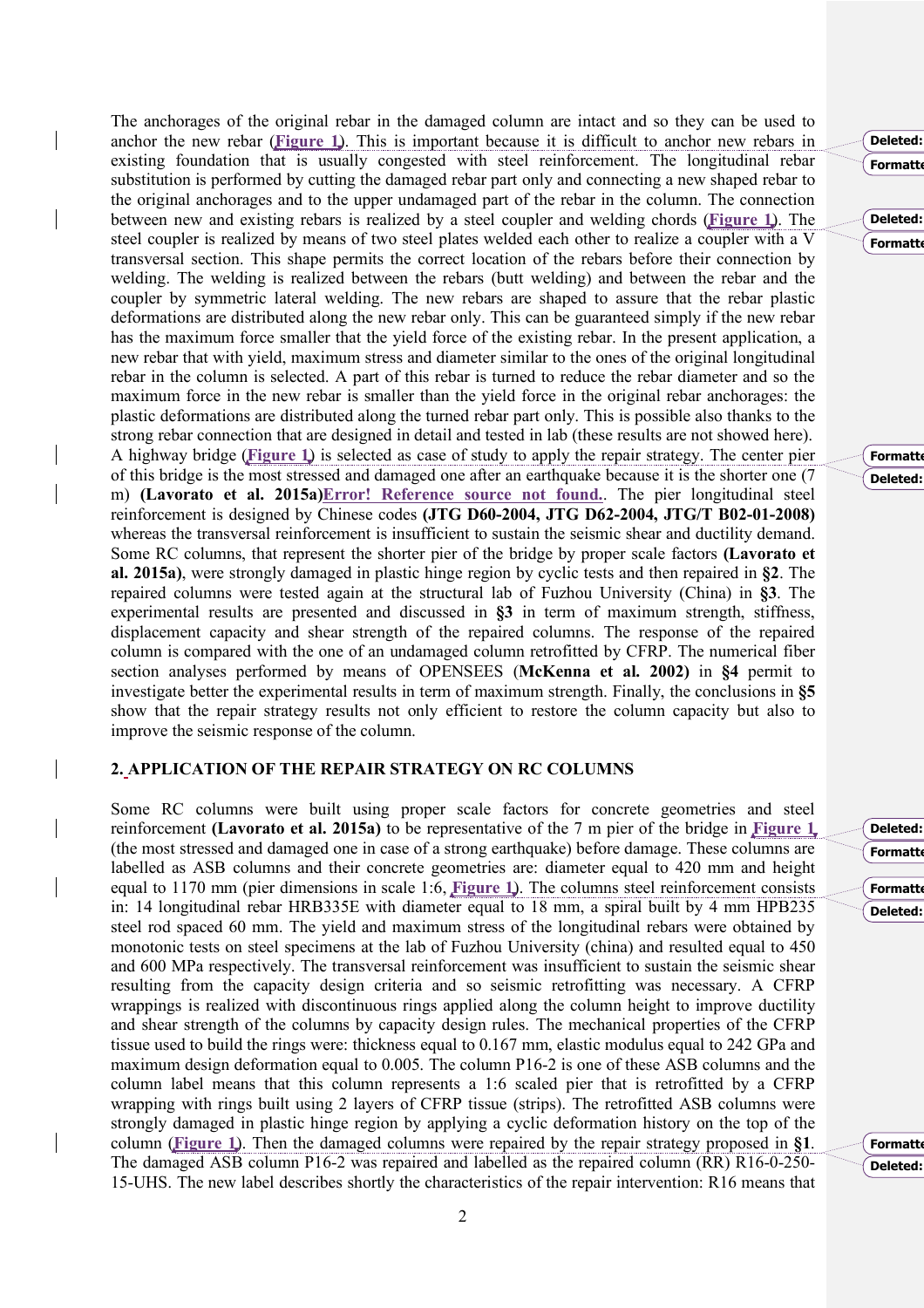The anchorages of the original rebar in the damaged column are intact and so they can be used to anchor the new rebar (Figure 1). This is important because it is difficult to anchor new rebars in existing foundation that is usually congested with steel reinforcement. The longitudinal rebar substitution is performed by cutting the damaged rebar part only and connecting a new shaped rebar to the original anchorages and to the upper undamaged part of the rebar in the column. The connection between new and existing rebars is realized by a steel coupler and welding chords (Figure 1). The steel coupler is realized by means of two steel plates welded each other to realize a coupler with a V transversal section. This shape permits the correct location of the rebars before their connection by welding. The welding is realized between the rebars (butt welding) and between the rebar and the coupler by symmetric lateral welding. The new rebars are shaped to assure that the rebar plastic deformations are distributed along the new rebar only. This can be guaranteed simply if the new rebar has the maximum force smaller that the yield force of the existing rebar. In the present application, a new rebar that with yield, maximum stress and diameter similar to the ones of the original longitudinal rebar in the column is selected. A part of this rebar is turned to reduce the rebar diameter and so the maximum force in the new rebar is smaller than the yield force in the original rebar anchorages: the plastic deformations are distributed along the turned rebar part only. This is possible also thanks to the strong rebar connection that are designed in detail and tested in lab (these results are not showed here). A highway bridge (Figure 1) is selected as case of study to apply the repair strategy. The center pier of this bridge is the most stressed and damaged one after an earthquake because it is the shorter one (7 m) **(Lavorato et al. 2015a)**Error! Reference source not found.. The pier longitudinal steel reinforcement is designed by Chinese codes **(JTG D60-2004, JTG D62-2004, JTG/T B02-01-2008)** whereas the transversal reinforcement is insufficient to sustain the seismic shear and ductility demand. Some RC columns, that represent the shorter pier of the bridge by proper scale factors **(Lavorato et al. 2015a)**, were strongly damaged in plastic hinge region by cyclic tests and then repaired in **§2**. The repaired columns were tested again at the structural lab of Fuzhou University (China) in **§3**. The experimental results are presented and discussed in **§3** in term of maximum strength, stiffness, displacement capacity and shear strength of the repaired columns. The response of the repaired column is compared with the one of an undamaged column retrofitted by CFRP. The numerical fiber section analyses performed by means of OPENSEES (**McKenna et al. 2002)** in **§4** permit to investigate better the experimental results in term of maximum strength. Finally, the conclusions in **§5** show that the repair strategy results not only efficient to restore the column capacity but also to improve the seismic response of the column.

## 2. APPLICATION OF THE REPAIR STRATEGY ON RC COLUMNS

Some RC columns were built using proper scale factors for concrete geometries and steel reinforcement **(Lavorato et al. 2015a)** to be representative of the 7 m pier of the bridge in Figure 1 (the most stressed and damaged one in case of a strong earthquake) before damage. These columns are labelled as ASB columns and their concrete geometries are: diameter equal to 420 mm and height equal to 1170 mm (pier dimensions in scale 1:6, Figure 1). The columns steel reinforcement consists in: 14 longitudinal rebar HRB335E with diameter equal to 18 mm, a spiral built by 4 mm HPB235 steel rod spaced 60 mm. The yield and maximum stress of the longitudinal rebars were obtained by monotonic tests on steel specimens at the lab of Fuzhou University (china) and resulted equal to 450 and 600 MPa respectively. The transversal reinforcement was insufficient to sustain the seismic shear resulting from the capacity design criteria and so seismic retrofitting was necessary. A CFRP wrappings is realized with discontinuous rings applied along the column height to improve ductility and shear strength of the columns by capacity design rules. The mechanical properties of the CFRP tissue used to build the rings were: thickness equal to 0.167 mm, elastic modulus equal to 242 GPa and maximum design deformation equal to 0.005. The column P16-2 is one of these ASB columns and the column label means that this column represents a 1:6 scaled pier that is retrofitted by a CFRP wrapping with rings built using 2 layers of CFRP tissue (strips). The retrofitted ASB columns were strongly damaged in plastic hinge region by applying a cyclic deformation history on the top of the column (Figure 1). Then the damaged columns were repaired by the repair strategy proposed in **§1**. The damaged ASB column P16-2 was repaired and labelled as the repaired column (RR) R16-0-250-15-UHS. The new label describes shortly the characteristics of the repair intervention: R16 means that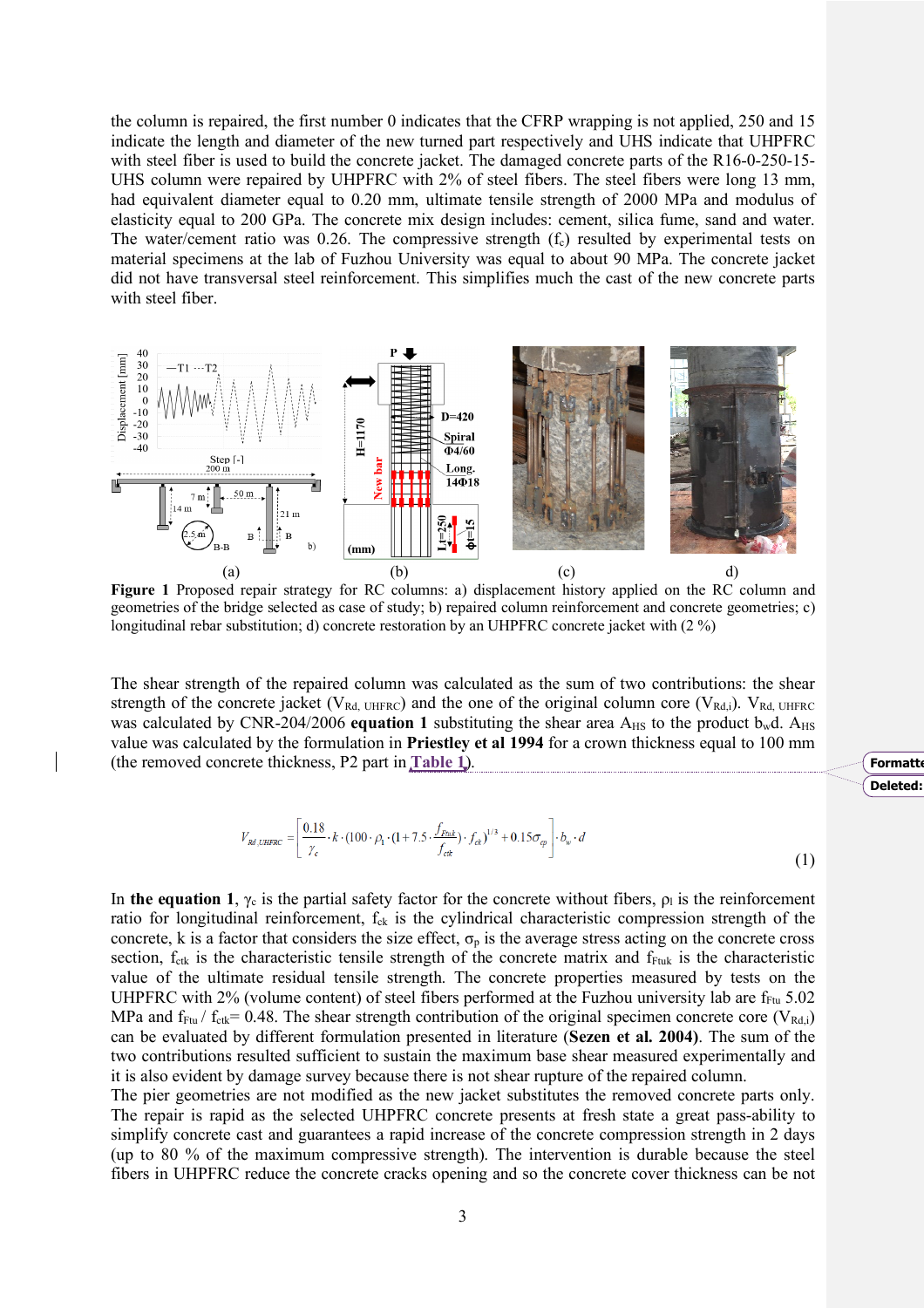the column is repaired, the first number 0 indicates that the CFRP wrapping is not applied, 250 and 15 indicate the length and diameter of the new turned part respectively and UHS indicate that UHPFRC with steel fiber is used to build the concrete jacket. The damaged concrete parts of the R16-0-250-15-UHS column were repaired by UHPFRC with 2% of steel fibers. The steel fibers were long 13 mm, had equivalent diameter equal to 0.20 mm, ultimate tensile strength of 2000 MPa and modulus of elasticity equal to 200 GPa. The concrete mix design includes: cement, silica fume, sand and water. The water/cement ratio was 0.26. The compressive strength ($f_c$) resulted by experimental tests on material specimens at the lab of Fuzhou University was equal to about 90 MPa. The concrete jacket did not have transversal steel reinforcement. This simplifies much the cast of the new concrete parts with steel fiber.

**Figure 1** Proposed repair strategy for RC columns: a) displacement history applied on the RC column and geometries of the bridge selected as case of study; b) repaired column reinforcement and concrete geometries; c) longitudinal rebar substitution; d) concrete restoration by an UHPFRC concrete jacket with (2 %)

The shear strength of the repaired column was calculated as the sum of two contributions: the shear strength of the concrete jacket ($V_{Rd,\,UHFRC}$) and the one of the original column core ($V_{Rd,i}$). $V_{Rd,\,UHFRC}$ was calculated by CNR-204/2006 **equation 1** substituting the shear area $A_{HS}$ to the product $b_w d$. $A_{HS}$ value was calculated by the formulation in **Priestley et al 1994** for a crown thickness equal to 100 mm (the removed concrete thickness, P2 part in Table 1).

$$V_{Rd,UHFRC} = \left[ \frac{0.18}{\gamma_c} \cdot k \cdot (100 \cdot \rho_1 \cdot (1 + 7.5 \cdot \frac{f_{Ftuk}}{f_{ctk}}) \cdot f_{ck})^{1/3} + 0.15\sigma_{cp} \right] \cdot b_w \cdot d \tag{1}$$

In **the equation 1**, $\gamma_c$ is the partial safety factor for the concrete without fibers, $\rho_l$ is the reinforcement ratio for longitudinal reinforcement, $f_{ck}$ is the cylindrical characteristic compression strength of the concrete, k is a factor that considers the size effect, $\sigma_p$ is the average stress acting on the concrete cross section, $f_{ctk}$ is the characteristic tensile strength of the concrete matrix and $f_{Ftuk}$ is the characteristic value of the ultimate residual tensile strength. The concrete properties measured by tests on the UHPFRC with 2% (volume content) of steel fibers performed at the Fuzhou university lab are $f_{Ftu}$ 5.02 MPa and $f_{Ftu} / f_{ctk}$= 0.48. The shear strength contribution of the original specimen concrete core ($V_{Rd,i}$) can be evaluated by different formulation presented in literature (**Sezen et al. 2004**). The sum of the two contributions resulted sufficient to sustain the maximum base shear measured experimentally and it is also evident by damage survey because there is not shear rupture of the repaired column.

The pier geometries are not modified as the new jacket substitutes the removed concrete parts only. The repair is rapid as the selected UHPFRC concrete presents at fresh state a great pass-ability to simplify concrete cast and guarantees a rapid increase of the concrete compression strength in 2 days (up to 80 % of the maximum compressive strength). The intervention is durable because the steel fibers in UHPFRC reduce the concrete cracks opening and so the concrete cover thickness can be not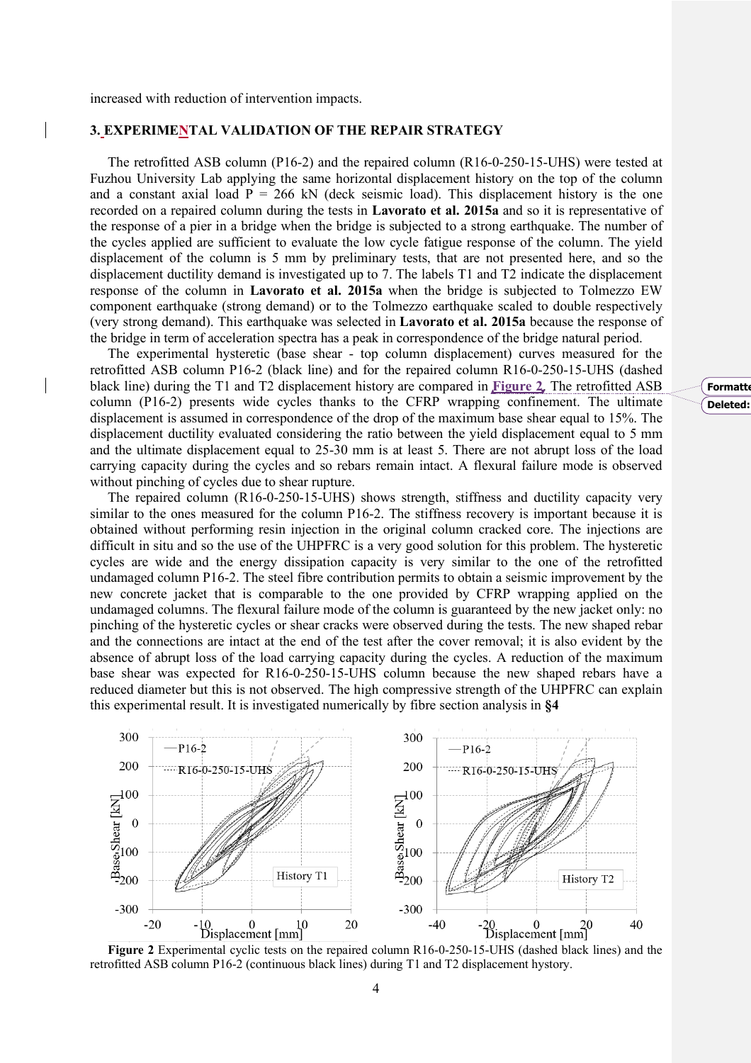increased with reduction of intervention impacts.

## 3. EXPERIMENTAL VALIDATION OF THE REPAIR STRATEGY

The retrofitted ASB column (P16-2) and the repaired column (R16-0-250-15-UHS) were tested at Fuzhou University Lab applying the same horizontal displacement history on the top of the column and a constant axial load P = 266 kN (deck seismic load). This displacement history is the one recorded on a repaired column during the tests in **Lavorato et al. 2015a** and so it is representative of the response of a pier in a bridge when the bridge is subjected to a strong earthquake. The number of the cycles applied are sufficient to evaluate the low cycle fatigue response of the column. The yield displacement of the column is 5 mm by preliminary tests, that are not presented here, and so the displacement ductility demand is investigated up to 7. The labels T1 and T2 indicate the displacement response of the column in **Lavorato et al. 2015a** when the bridge is subjected to Tolmezzo EW component earthquake (strong demand) or to the Tolmezzo earthquake scaled to double respectively (very strong demand). This earthquake was selected in **Lavorato et al. 2015a** because the response of the bridge in term of acceleration spectra has a peak in correspondence of the bridge natural period.

The experimental hysteretic (base shear - top column displacement) curves measured for the retrofitted ASB column P16-2 (black line) and for the repaired column R16-0-250-15-UHS (dashed black line) during the T1 and T2 displacement history are compared in **Figure 2**. The retrofitted ASB column (P16-2) presents wide cycles thanks to the CFRP wrapping confinement. The ultimate displacement is assumed in correspondence of the drop of the maximum base shear equal to 15%. The displacement ductility evaluated considering the ratio between the yield displacement equal to 5 mm and the ultimate displacement equal to 25-30 mm is at least 5. There are not abrupt loss of the load carrying capacity during the cycles and so rebars remain intact. A flexural failure mode is observed without pinching of cycles due to shear rupture.

The repaired column (R16-0-250-15-UHS) shows strength, stiffness and ductility capacity very similar to the ones measured for the column P16-2. The stiffness recovery is important because it is obtained without performing resin injection in the original column cracked core. The injections are difficult in situ and so the use of the UHPFRC is a very good solution for this problem. The hysteretic cycles are wide and the energy dissipation capacity is very similar to the one of the retrofitted undamaged column P16-2. The steel fibre contribution permits to obtain a seismic improvement by the new concrete jacket that is comparable to the one provided by CFRP wrapping applied on the undamaged columns. The flexural failure mode of the column is guaranteed by the new jacket only: no pinching of the hysteretic cycles or shear cracks were observed during the tests. The new shaped rebar and the connections are intact at the end of the test after the cover removal; it is also evident by the absence of abrupt loss of the load carrying capacity during the cycles. A reduction of the maximum base shear was expected for R16-0-250-15-UHS column because the new shaped rebars have a reduced diameter but this is not observed. The high compressive strength of the UHPFRC can explain this experimental result. It is investigated numerically by fibre section analysis in **§4**

**Figure 2** Experimental cyclic tests on the repaired column R16-0-250-15-UHS (dashed black lines) and the retrofitted ASB column P16-2 (continuous black lines) during T1 and T2 displacement hystory.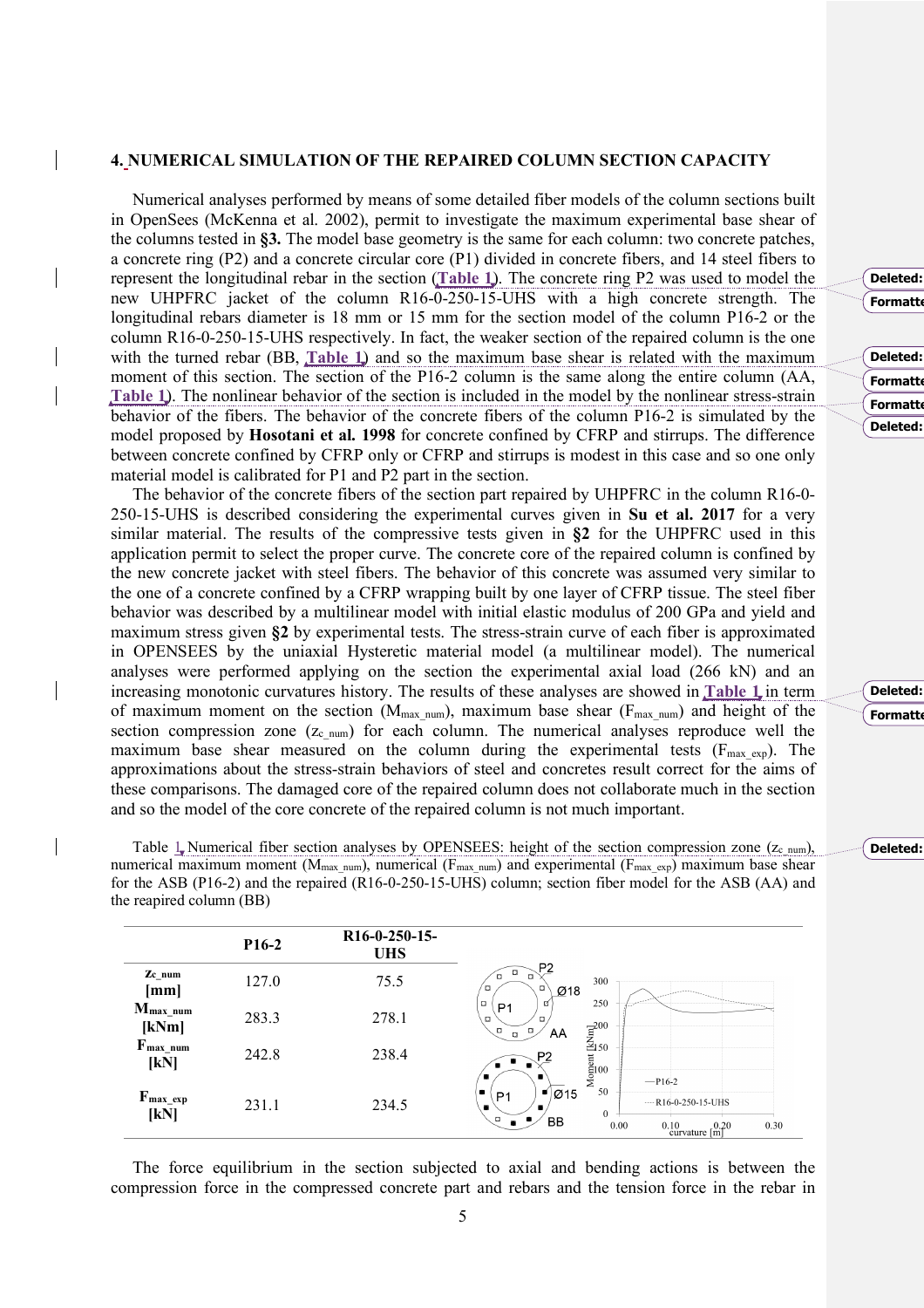## 4. NUMERICAL SIMULATION OF THE REPAIRED COLUMN SECTION CAPACITY

Numerical analyses performed by means of some detailed fiber models of the column sections built in OpenSees (McKenna et al. 2002), permit to investigate the maximum experimental base shear of the columns tested in **§3.** The model base geometry is the same for each column: two concrete patches, a concrete ring (P2) and a concrete circular core (P1) divided in concrete fibers, and 14 steel fibers to represent the longitudinal rebar in the section (**Table 1**). The concrete ring P2 was used to model the new UHPFRC jacket of the column R16-0-250-15-UHS with a high concrete strength. The longitudinal rebars diameter is 18 mm or 15 mm for the section model of the column P16-2 or the column R16-0-250-15-UHS respectively. In fact, the weaker section of the repaired column is the one with the turned rebar (BB, **Table 1**) and so the maximum base shear is related with the maximum moment of this section. The section of the P16-2 column is the same along the entire column (AA, **Table 1**). The nonlinear behavior of the section is included in the model by the nonlinear stress-strain behavior of the fibers. The behavior of the concrete fibers of the column P16-2 is simulated by the model proposed by **Hosotani et al. 1998** for concrete confined by CFRP and stirrups. The difference between concrete confined by CFRP only or CFRP and stirrups is modest in this case and so one only material model is calibrated for P1 and P2 part in the section.

The behavior of the concrete fibers of the section part repaired by UHPFRC in the column R16-0-250-15-UHS is described considering the experimental curves given in **Su et al. 2017** for a very similar material. The results of the compressive tests given in **§2** for the UHPFRC used in this application permit to select the proper curve. The concrete core of the repaired column is confined by the new concrete jacket with steel fibers. The behavior of this concrete was assumed very similar to the one of a concrete confined by a CFRP wrapping built by one layer of CFRP tissue. The steel fiber behavior was described by a multilinear model with initial elastic modulus of 200 GPa and yield and maximum stress given **§2** by experimental tests. The stress-strain curve of each fiber is approximated in OPENSEES by the uniaxial Hysteretic material model (a multilinear model). The numerical analyses were performed applying on the section the experimental axial load (266 kN) and an increasing monotonic curvatures history. The results of these analyses are showed in **Table 1** in term of maximum moment on the section ($M_{max\_num}$), maximum base shear ($F_{max\_num}$) and height of the section compression zone ($z_{c\_num}$) for each column. The numerical analyses reproduce well the maximum base shear measured on the column during the experimental tests ($F_{max\_exp}$). The approximations about the stress-strain behaviors of steel and concretes result correct for the aims of these comparisons. The damaged core of the repaired column does not collaborate much in the section and so the model of the core concrete of the repaired column is not much important.

Table 1. Numerical fiber section analyses by OPENSEES: height of the section compression zone ($z_{c\_num}$), numerical maximum moment ($M_{max\_num}$), numerical ($F_{max\_num}$) and experimental ($F_{max\_exp}$) maximum base shear for the ASB (P16-2) and the repaired (R16-0-250-15-UHS) column; section fiber model for the ASB (AA) and the reapired column (BB)

| | P16-2 | R16-0-250-15-UHS |
|---|---|---|
| $z_{c\_num}$ [mm] | 127.0 | 75.5 |
| $M_{max\_num}$ [kNm] | 283.3 | 278.1 |
| $F_{max\_num}$ [kN] | 242.8 | 238.4 |
| $F_{max\_exp}$ [kN] | 231.1 | 234.5 |

The force equilibrium in the section subjected to axial and bending actions is between the compression force in the compressed concrete part and rebars and the tension force in the rebar in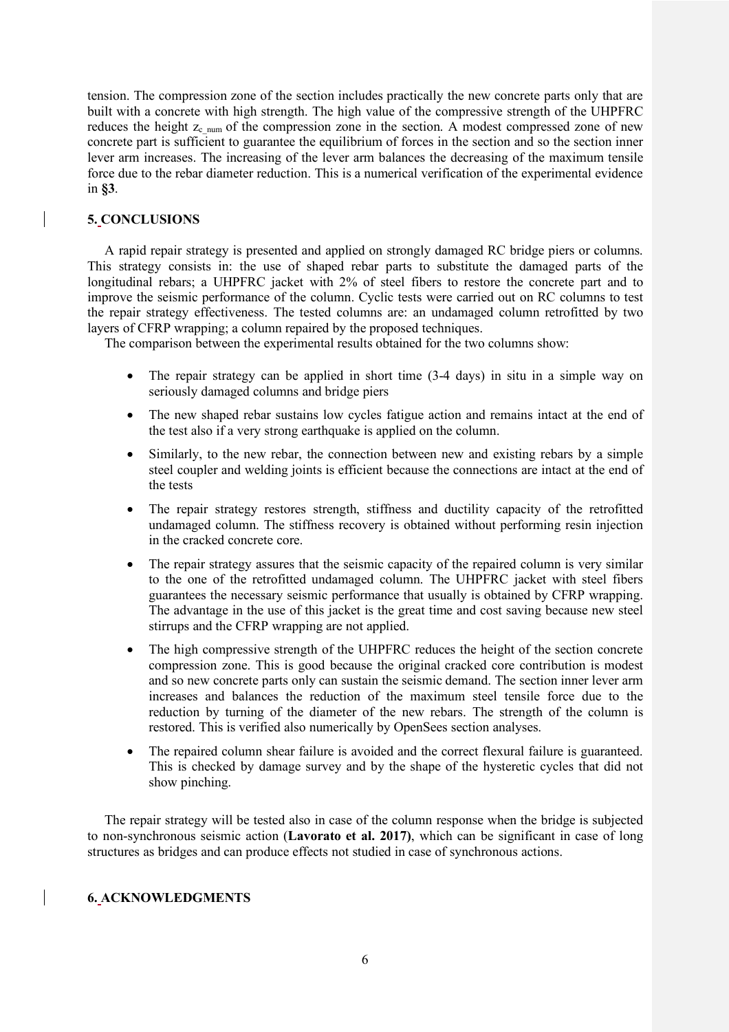tension. The compression zone of the section includes practically the new concrete parts only that are built with a concrete with high strength. The high value of the compressive strength of the UHPFRC reduces the height $z_{c\_num}$ of the compression zone in the section. A modest compressed zone of new concrete part is sufficient to guarantee the equilibrium of forces in the section and so the section inner lever arm increases. The increasing of the lever arm balances the decreasing of the maximum tensile force due to the rebar diameter reduction. This is a numerical verification of the experimental evidence in **§3**.

## 5. CONCLUSIONS

A rapid repair strategy is presented and applied on strongly damaged RC bridge piers or columns. This strategy consists in: the use of shaped rebar parts to substitute the damaged parts of the longitudinal rebars; a UHPFRC jacket with 2% of steel fibers to restore the concrete part and to improve the seismic performance of the column. Cyclic tests were carried out on RC columns to test the repair strategy effectiveness. The tested columns are: an undamaged column retrofitted by two layers of CFRP wrapping; a column repaired by the proposed techniques.

The comparison between the experimental results obtained for the two columns show:

- The repair strategy can be applied in short time (3-4 days) in situ in a simple way on seriously damaged columns and bridge piers
- The new shaped rebar sustains low cycles fatigue action and remains intact at the end of the test also if a very strong earthquake is applied on the column.
- Similarly, to the new rebar, the connection between new and existing rebars by a simple steel coupler and welding joints is efficient because the connections are intact at the end of the tests
- The repair strategy restores strength, stiffness and ductility capacity of the retrofitted undamaged column. The stiffness recovery is obtained without performing resin injection in the cracked concrete core.
- The repair strategy assures that the seismic capacity of the repaired column is very similar to the one of the retrofitted undamaged column. The UHPFRC jacket with steel fibers guarantees the necessary seismic performance that usually is obtained by CFRP wrapping. The advantage in the use of this jacket is the great time and cost saving because new steel stirrups and the CFRP wrapping are not applied.
- The high compressive strength of the UHPFRC reduces the height of the section concrete compression zone. This is good because the original cracked core contribution is modest and so new concrete parts only can sustain the seismic demand. The section inner lever arm increases and balances the reduction of the maximum steel tensile force due to the reduction by turning of the diameter of the new rebars. The strength of the column is restored. This is verified also numerically by OpenSees section analyses.
- The repaired column shear failure is avoided and the correct flexural failure is guaranteed. This is checked by damage survey and by the shape of the hysteretic cycles that did not show pinching.

The repair strategy will be tested also in case of the column response when the bridge is subjected to non-synchronous seismic action (**Lavorato et al. 2017**), which can be significant in case of long structures as bridges and can produce effects not studied in case of synchronous actions.

## 6. ACKNOWLEDGMENTS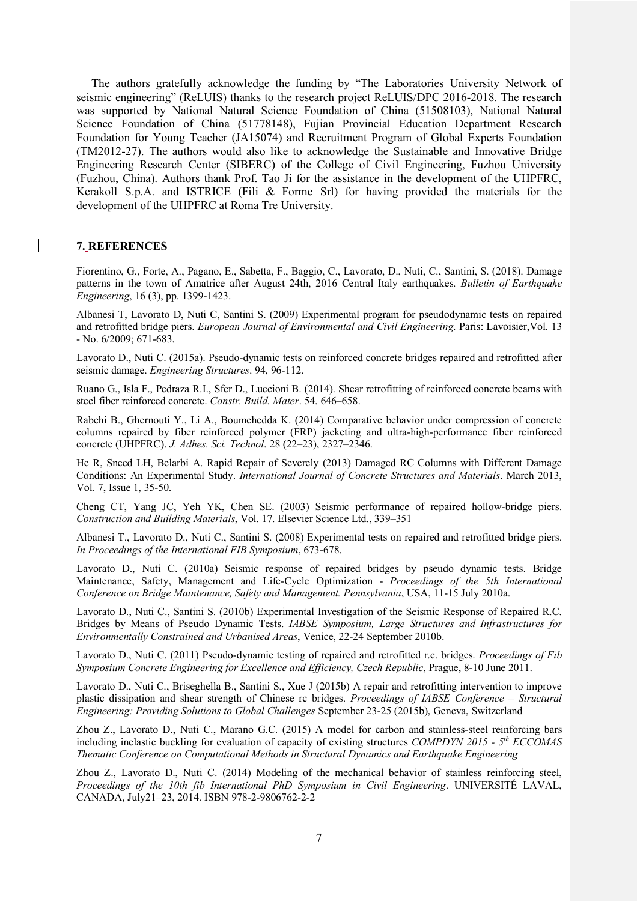The authors gratefully acknowledge the funding by "The Laboratories University Network of seismic engineering" (ReLUIS) thanks to the research project ReLUIS/DPC 2016-2018. The research was supported by National Natural Science Foundation of China (51508103), National Natural Science Foundation of China (51778148), Fujian Provincial Education Department Research Foundation for Young Teacher (JA15074) and Recruitment Program of Global Experts Foundation (TM2012-27). The authors would also like to acknowledge the Sustainable and Innovative Bridge Engineering Research Center (SIBERC) of the College of Civil Engineering, Fuzhou University (Fuzhou, China). Authors thank Prof. Tao Ji for the assistance in the development of the UHPFRC, Kerakoll S.p.A. and ISTRICE (Fili & Forme Srl) for having provided the materials for the development of the UHPFRC at Roma Tre University.

## 7. REFERENCES

Fiorentino, G., Forte, A., Pagano, E., Sabetta, F., Baggio, C., Lavorato, D., Nuti, C., Santini, S. (2018). Damage patterns in the town of Amatrice after August 24th, 2016 Central Italy earthquakes. *Bulletin of Earthquake Engineering*, 16 (3), pp. 1399-1423.

Albanesi T, Lavorato D, Nuti C, Santini S. (2009) Experimental program for pseudodynamic tests on repaired and retrofitted bridge piers. *European Journal of Environmental and Civil Engineering*. Paris: Lavoisier,Vol. 13 - No. 6/2009; 671-683.

Lavorato D., Nuti C. (2015a). Pseudo-dynamic tests on reinforced concrete bridges repaired and retrofitted after seismic damage. *Engineering Structures*. 94, 96-112.

Ruano G., Isla F., Pedraza R.I., Sfer D., Luccioni B. (2014). Shear retrofitting of reinforced concrete beams with steel fiber reinforced concrete. *Constr. Build. Mater*. 54. 646–658.

Rabehi B., Ghernouti Y., Li A., Boumchedda K. (2014) Comparative behavior under compression of concrete columns repaired by fiber reinforced polymer (FRP) jacketing and ultra-high-performance fiber reinforced concrete (UHPFRC). *J. Adhes. Sci. Technol*. 28 (22–23), 2327–2346.

He R, Sneed LH, Belarbi A. Rapid Repair of Severely (2013) Damaged RC Columns with Different Damage Conditions: An Experimental Study. *International Journal of Concrete Structures and Materials*. March 2013, Vol. 7, Issue 1, 35-50.

Cheng CT, Yang JC, Yeh YK, Chen SE. (2003) Seismic performance of repaired hollow-bridge piers. *Construction and Building Materials*, Vol. 17. Elsevier Science Ltd., 339–351

Albanesi T., Lavorato D., Nuti C., Santini S. (2008) Experimental tests on repaired and retrofitted bridge piers. *In Proceedings of the International FIB Symposium*, 673-678.

Lavorato D., Nuti C. (2010a) Seismic response of repaired bridges by pseudo dynamic tests. Bridge Maintenance, Safety, Management and Life-Cycle Optimization - *Proceedings of the 5th International Conference on Bridge Maintenance, Safety and Management. Pennsylvania*, USA, 11-15 July 2010a.

Lavorato D., Nuti C., Santini S. (2010b) Experimental Investigation of the Seismic Response of Repaired R.C. Bridges by Means of Pseudo Dynamic Tests. *IABSE Symposium, Large Structures and Infrastructures for Environmentally Constrained and Urbanised Areas*, Venice, 22-24 September 2010b.

Lavorato D., Nuti C. (2011) Pseudo-dynamic testing of repaired and retrofitted r.c. bridges. *Proceedings of Fib Symposium Concrete Engineering for Excellence and Efficiency, Czech Republic*, Prague, 8-10 June 2011.

Lavorato D., Nuti C., Briseghella B., Santini S., Xue J (2015b) A repair and retrofitting intervention to improve plastic dissipation and shear strength of Chinese rc bridges. *Proceedings of IABSE Conference – Structural Engineering: Providing Solutions to Global Challenges* September 23-25 (2015b), Geneva, Switzerland

Zhou Z., Lavorato D., Nuti C., Marano G.C. (2015) A model for carbon and stainless-steel reinforcing bars including inelastic buckling for evaluation of capacity of existing structures *COMPDYN 2015 - 5th ECCOMAS Thematic Conference on Computational Methods in Structural Dynamics and Earthquake Engineering*

Zhou Z., Lavorato D., Nuti C. (2014) Modeling of the mechanical behavior of stainless reinforcing steel, *Proceedings of the 10th fib International PhD Symposium in Civil Engineering*. UNIVERSITÉ LAVAL, CANADA, July21–23, 2014. ISBN 978-2-9806762-2-2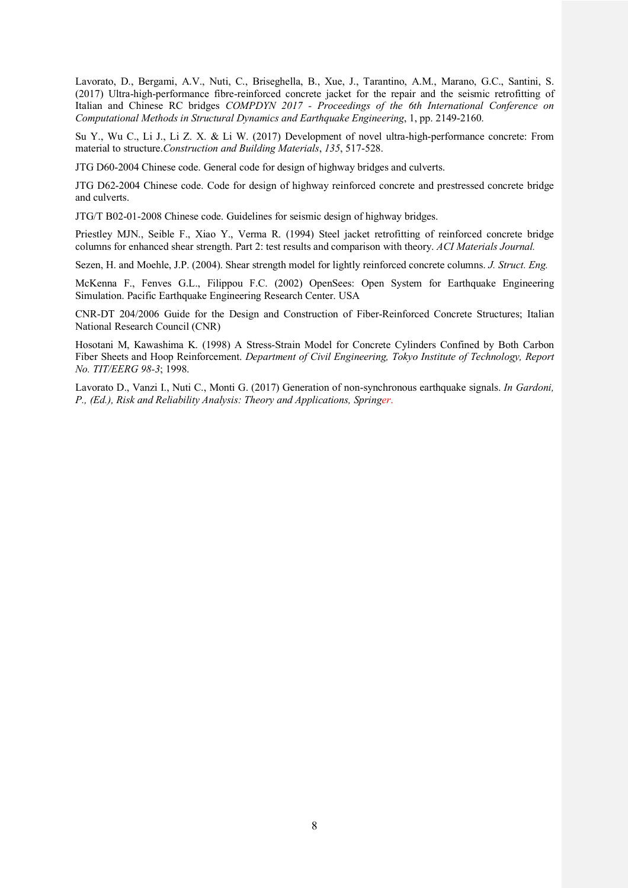Lavorato, D., Bergami, A.V., Nuti, C., Briseghella, B., Xue, J., Tarantino, A.M., Marano, G.C., Santini, S. (2017) Ultra-high-performance fibre-reinforced concrete jacket for the repair and the seismic retrofitting of Italian and Chinese RC bridges *COMPDYN 2017 - Proceedings of the 6th International Conference on Computational Methods in Structural Dynamics and Earthquake Engineering*, 1, pp. 2149-2160.

Su Y., Wu C., Li J., Li Z. X. & Li W. (2017) Development of novel ultra-high-performance concrete: From material to structure.*Construction and Building Materials*, *135*, 517-528.

JTG D60-2004 Chinese code. General code for design of highway bridges and culverts.

JTG D62-2004 Chinese code. Code for design of highway reinforced concrete and prestressed concrete bridge and culverts.

JTG/T B02-01-2008 Chinese code. Guidelines for seismic design of highway bridges.

Priestley MJN., Seible F., Xiao Y., Verma R. (1994) Steel jacket retrofitting of reinforced concrete bridge columns for enhanced shear strength. Part 2: test results and comparison with theory. *ACI Materials Journal.*

Sezen, H. and Moehle, J.P. (2004). Shear strength model for lightly reinforced concrete columns. *J. Struct. Eng.*

McKenna F., Fenves G.L., Filippou F.C. (2002) OpenSees: Open System for Earthquake Engineering Simulation. Pacific Earthquake Engineering Research Center. USA

CNR-DT 204/2006 Guide for the Design and Construction of Fiber-Reinforced Concrete Structures; Italian National Research Council (CNR)

Hosotani M, Kawashima K. (1998) A Stress-Strain Model for Concrete Cylinders Confined by Both Carbon Fiber Sheets and Hoop Reinforcement. *Department of Civil Engineering, Tokyo Institute of Technology, Report No. TIT/EERG 98-3*; 1998.

Lavorato D., Vanzi I., Nuti C., Monti G. (2017) Generation of non-synchronous earthquake signals. *In Gardoni, P., (Ed.), Risk and Reliability Analysis: Theory and Applications, Springer.*